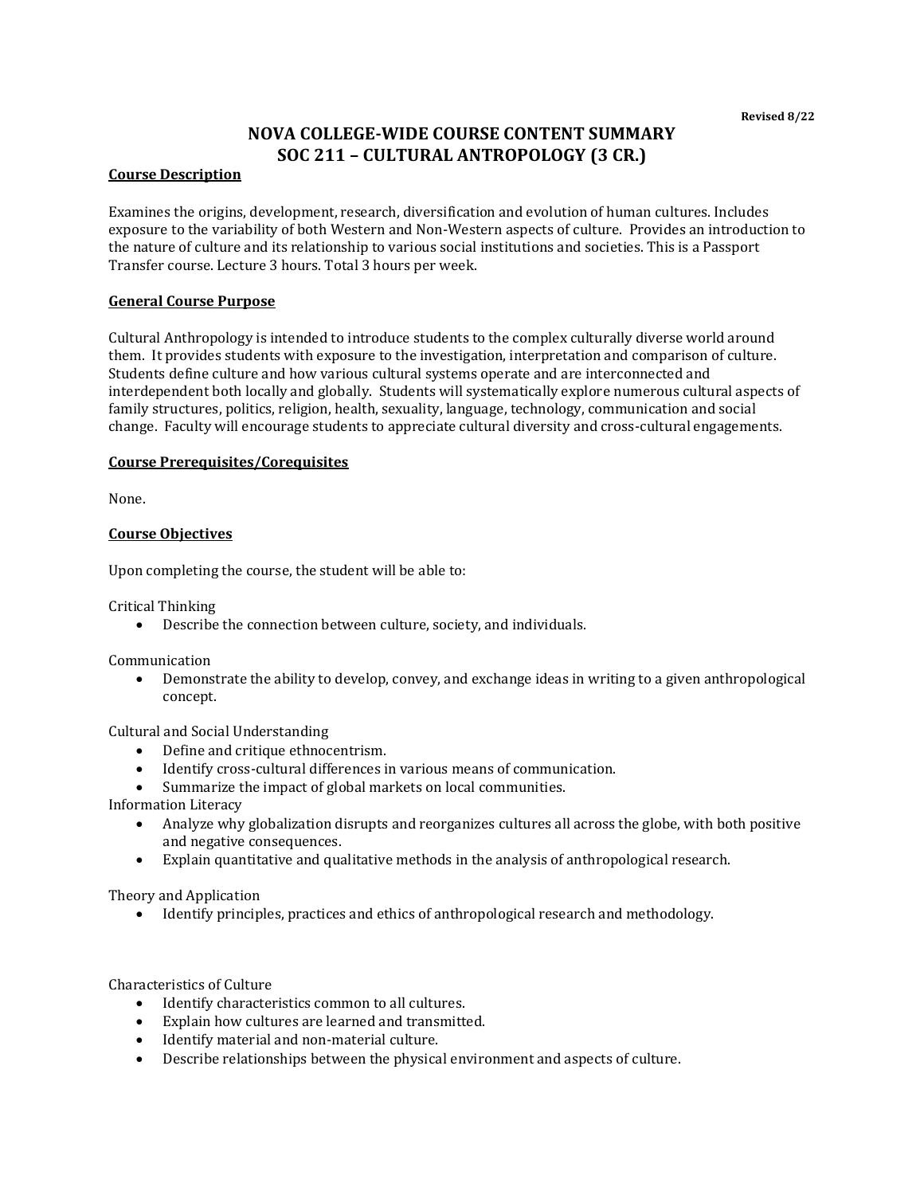Revised 8/22

# NOVA COLLEGE-WIDE COURSE CONTENT SUMMARY
# SOC 211 – CULTURAL ANTROPOLOGY (3 CR.)

## Course Description

Examines the origins, development, research, diversification and evolution of human cultures. Includes exposure to the variability of both Western and Non-Western aspects of culture. Provides an introduction to the nature of culture and its relationship to various social institutions and societies. This is a Passport Transfer course. Lecture 3 hours. Total 3 hours per week.

## General Course Purpose

Cultural Anthropology is intended to introduce students to the complex culturally diverse world around them. It provides students with exposure to the investigation, interpretation and comparison of culture. Students define culture and how various cultural systems operate and are interconnected and interdependent both locally and globally. Students will systematically explore numerous cultural aspects of family structures, politics, religion, health, sexuality, language, technology, communication and social change. Faculty will encourage students to appreciate cultural diversity and cross-cultural engagements.

## Course Prerequisites/Corequisites

None.

## Course Objectives

Upon completing the course, the student will be able to:

Critical Thinking

- Describe the connection between culture, society, and individuals.

Communication

- Demonstrate the ability to develop, convey, and exchange ideas in writing to a given anthropological concept.

Cultural and Social Understanding

- Define and critique ethnocentrism.
- Identify cross-cultural differences in various means of communication.
- Summarize the impact of global markets on local communities.

Information Literacy

- Analyze why globalization disrupts and reorganizes cultures all across the globe, with both positive and negative consequences.
- Explain quantitative and qualitative methods in the analysis of anthropological research.

Theory and Application

- Identify principles, practices and ethics of anthropological research and methodology.

Characteristics of Culture

- Identify characteristics common to all cultures.
- Explain how cultures are learned and transmitted.
- Identify material and non-material culture.
- Describe relationships between the physical environment and aspects of culture.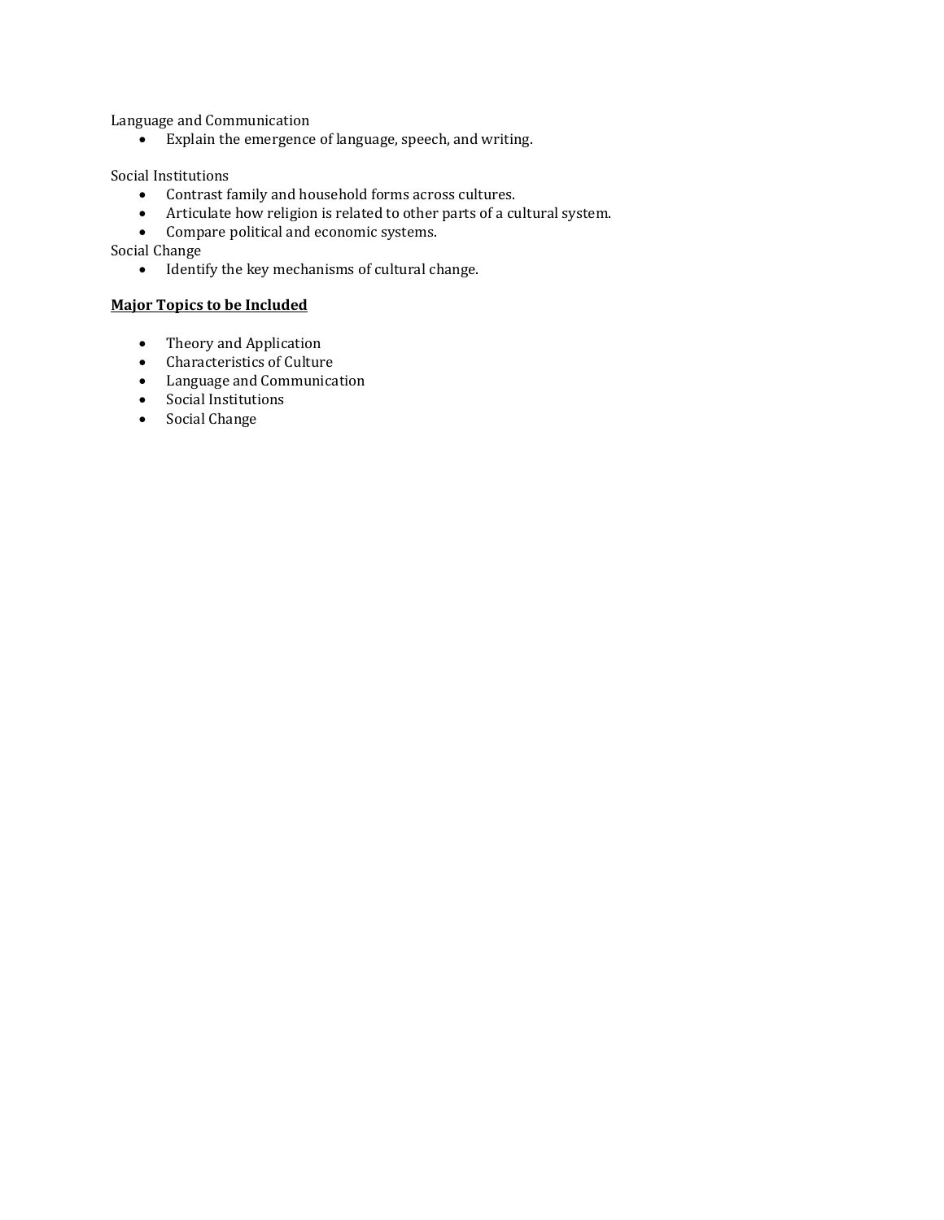Language and Communication

- Explain the emergence of language, speech, and writing.

Social Institutions

- Contrast family and household forms across cultures.
- Articulate how religion is related to other parts of a cultural system.
- Compare political and economic systems.

Social Change

- Identify the key mechanisms of cultural change.

**Major Topics to be Included**

- Theory and Application
- Characteristics of Culture
- Language and Communication
- Social Institutions
- Social Change